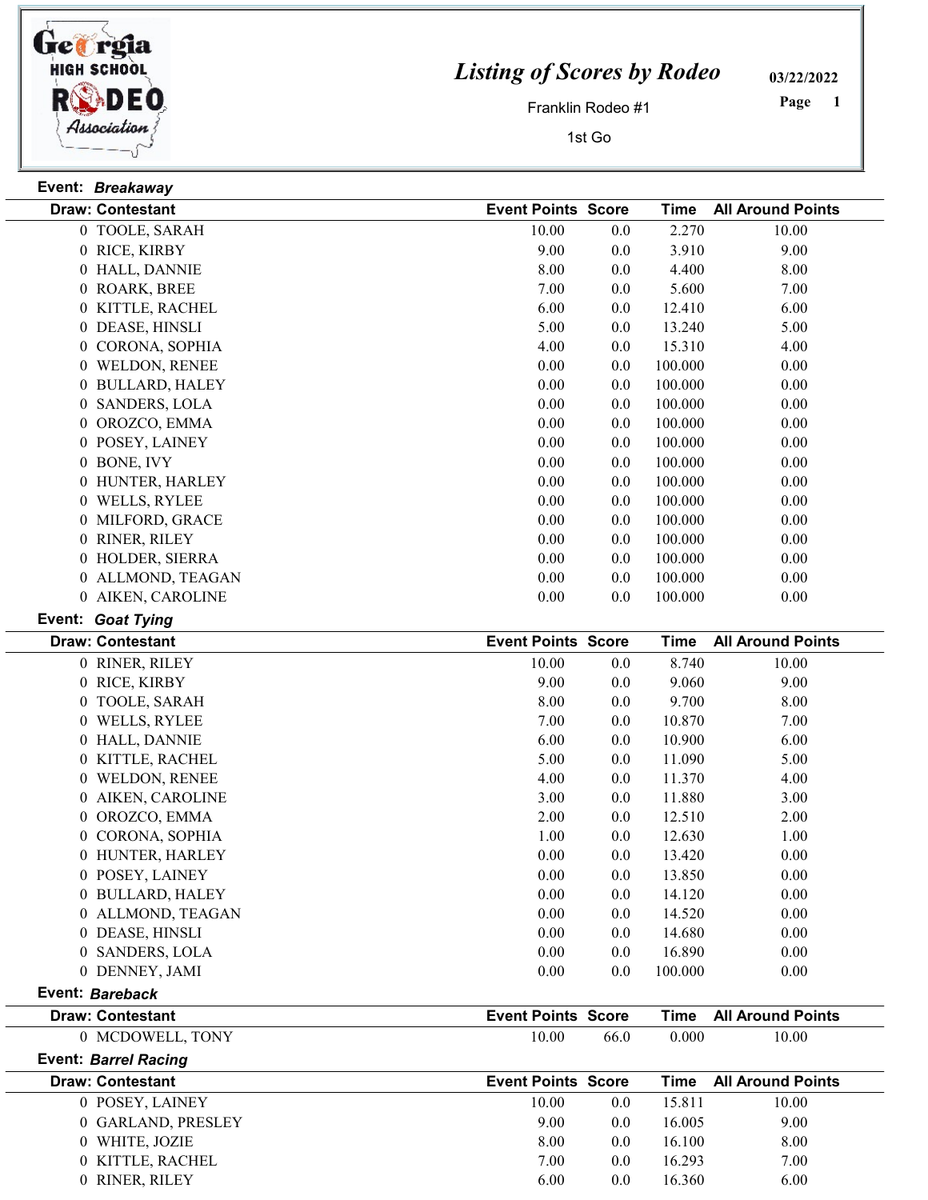# Listing of Scores by Rodeo

Franklin Rodeo #1

1st Go

03/22/2022

**Event:** ***Breakaway***

| Draw: Contestant | Event Points | Score | Time | All Around Points |
|---|---|---|---|---|
| 0 TOOLE, SARAH | 10.00 | 0.0 | 2.270 | 10.00 |
| 0 RICE, KIRBY | 9.00 | 0.0 | 3.910 | 9.00 |
| 0 HALL, DANNIE | 8.00 | 0.0 | 4.400 | 8.00 |
| 0 ROARK, BREE | 7.00 | 0.0 | 5.600 | 7.00 |
| 0 KITTLE, RACHEL | 6.00 | 0.0 | 12.410 | 6.00 |
| 0 DEASE, HINSLI | 5.00 | 0.0 | 13.240 | 5.00 |
| 0 CORONA, SOPHIA | 4.00 | 0.0 | 15.310 | 4.00 |
| 0 WELDON, RENEE | 0.00 | 0.0 | 100.000 | 0.00 |
| 0 BULLARD, HALEY | 0.00 | 0.0 | 100.000 | 0.00 |
| 0 SANDERS, LOLA | 0.00 | 0.0 | 100.000 | 0.00 |
| 0 OROZCO, EMMA | 0.00 | 0.0 | 100.000 | 0.00 |
| 0 POSEY, LAINEY | 0.00 | 0.0 | 100.000 | 0.00 |
| 0 BONE, IVY | 0.00 | 0.0 | 100.000 | 0.00 |
| 0 HUNTER, HARLEY | 0.00 | 0.0 | 100.000 | 0.00 |
| 0 WELLS, RYLEE | 0.00 | 0.0 | 100.000 | 0.00 |
| 0 MILFORD, GRACE | 0.00 | 0.0 | 100.000 | 0.00 |
| 0 RINER, RILEY | 0.00 | 0.0 | 100.000 | 0.00 |
| 0 HOLDER, SIERRA | 0.00 | 0.0 | 100.000 | 0.00 |
| 0 ALLMOND, TEAGAN | 0.00 | 0.0 | 100.000 | 0.00 |
| 0 AIKEN, CAROLINE | 0.00 | 0.0 | 100.000 | 0.00 |

**Event:** ***Goat Tying***

| Draw: Contestant | Event Points | Score | Time | All Around Points |
|---|---|---|---|---|
| 0 RINER, RILEY | 10.00 | 0.0 | 8.740 | 10.00 |
| 0 RICE, KIRBY | 9.00 | 0.0 | 9.060 | 9.00 |
| 0 TOOLE, SARAH | 8.00 | 0.0 | 9.700 | 8.00 |
| 0 WELLS, RYLEE | 7.00 | 0.0 | 10.870 | 7.00 |
| 0 HALL, DANNIE | 6.00 | 0.0 | 10.900 | 6.00 |
| 0 KITTLE, RACHEL | 5.00 | 0.0 | 11.090 | 5.00 |
| 0 WELDON, RENEE | 4.00 | 0.0 | 11.370 | 4.00 |
| 0 AIKEN, CAROLINE | 3.00 | 0.0 | 11.880 | 3.00 |
| 0 OROZCO, EMMA | 2.00 | 0.0 | 12.510 | 2.00 |
| 0 CORONA, SOPHIA | 1.00 | 0.0 | 12.630 | 1.00 |
| 0 HUNTER, HARLEY | 0.00 | 0.0 | 13.420 | 0.00 |
| 0 POSEY, LAINEY | 0.00 | 0.0 | 13.850 | 0.00 |
| 0 BULLARD, HALEY | 0.00 | 0.0 | 14.120 | 0.00 |
| 0 ALLMOND, TEAGAN | 0.00 | 0.0 | 14.520 | 0.00 |
| 0 DEASE, HINSLI | 0.00 | 0.0 | 14.680 | 0.00 |
| 0 SANDERS, LOLA | 0.00 | 0.0 | 16.890 | 0.00 |
| 0 DENNEY, JAMI | 0.00 | 0.0 | 100.000 | 0.00 |

**Event:** ***Bareback***

| Draw: Contestant | Event Points | Score | Time | All Around Points |
|---|---|---|---|---|
| 0 MCDOWELL, TONY | 10.00 | 66.0 | 0.000 | 10.00 |

**Event:** ***Barrel Racing***

| Draw: Contestant | Event Points | Score | Time | All Around Points |
|---|---|---|---|---|
| 0 POSEY, LAINEY | 10.00 | 0.0 | 15.811 | 10.00 |
| 0 GARLAND, PRESLEY | 9.00 | 0.0 | 16.005 | 9.00 |
| 0 WHITE, JOZIE | 8.00 | 0.0 | 16.100 | 8.00 |
| 0 KITTLE, RACHEL | 7.00 | 0.0 | 16.293 | 7.00 |
| 0 RINER, RILEY | 6.00 | 0.0 | 16.360 | 6.00 |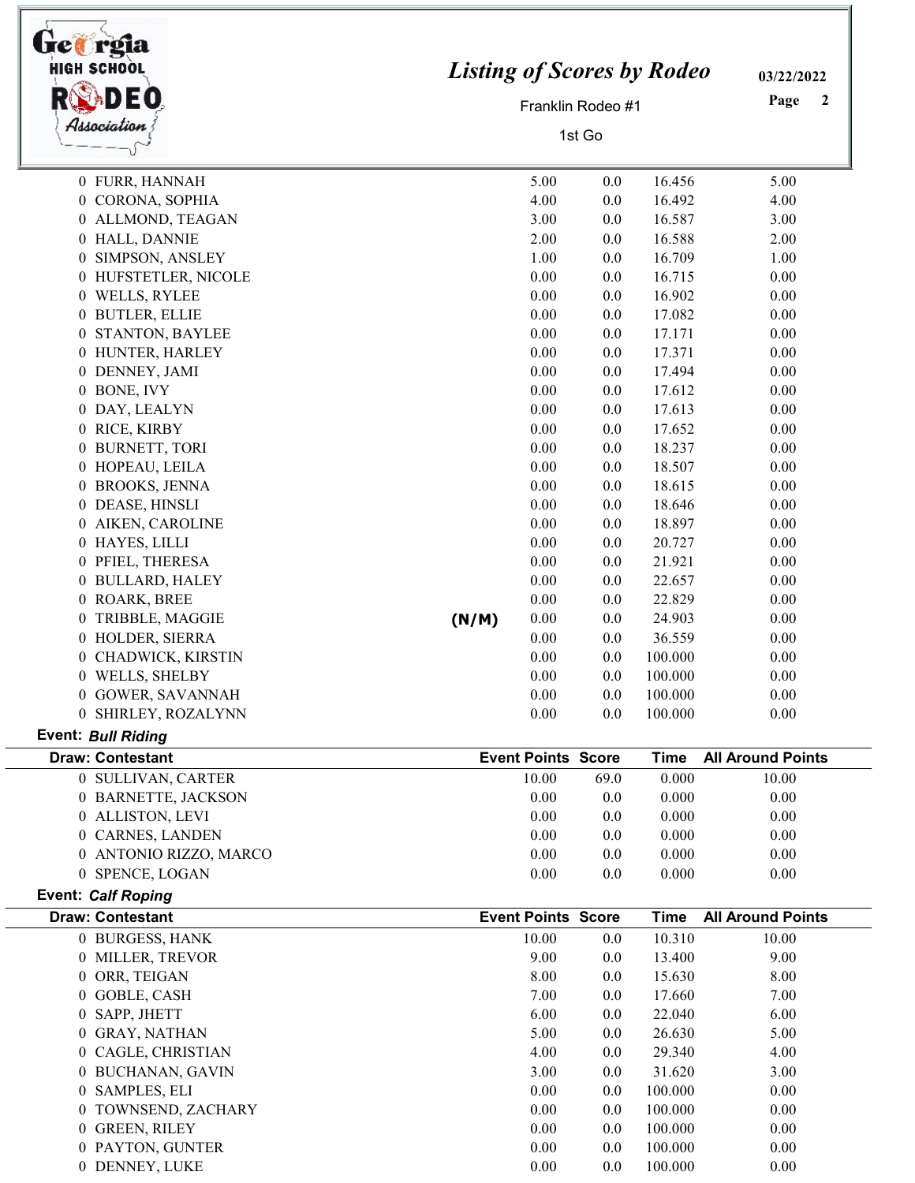# Listing of Scores by Rodeo

Franklin Rodeo #1

1st Go

03/22/2022

| Draw: Contestant | | Event Points | Score | Time | All Around Points |
|---|---|---|---|---|---|
| 0 FURR, HANNAH | | 5.00 | 0.0 | 16.456 | 5.00 |
| 0 CORONA, SOPHIA | | 4.00 | 0.0 | 16.492 | 4.00 |
| 0 ALLMOND, TEAGAN | | 3.00 | 0.0 | 16.587 | 3.00 |
| 0 HALL, DANNIE | | 2.00 | 0.0 | 16.588 | 2.00 |
| 0 SIMPSON, ANSLEY | | 1.00 | 0.0 | 16.709 | 1.00 |
| 0 HUFSTETLER, NICOLE | | 0.00 | 0.0 | 16.715 | 0.00 |
| 0 WELLS, RYLEE | | 0.00 | 0.0 | 16.902 | 0.00 |
| 0 BUTLER, ELLIE | | 0.00 | 0.0 | 17.082 | 0.00 |
| 0 STANTON, BAYLEE | | 0.00 | 0.0 | 17.171 | 0.00 |
| 0 HUNTER, HARLEY | | 0.00 | 0.0 | 17.371 | 0.00 |
| 0 DENNEY, JAMI | | 0.00 | 0.0 | 17.494 | 0.00 |
| 0 BONE, IVY | | 0.00 | 0.0 | 17.612 | 0.00 |
| 0 DAY, LEALYN | | 0.00 | 0.0 | 17.613 | 0.00 |
| 0 RICE, KIRBY | | 0.00 | 0.0 | 17.652 | 0.00 |
| 0 BURNETT, TORI | | 0.00 | 0.0 | 18.237 | 0.00 |
| 0 HOPEAU, LEILA | | 0.00 | 0.0 | 18.507 | 0.00 |
| 0 BROOKS, JENNA | | 0.00 | 0.0 | 18.615 | 0.00 |
| 0 DEASE, HINSLI | | 0.00 | 0.0 | 18.646 | 0.00 |
| 0 AIKEN, CAROLINE | | 0.00 | 0.0 | 18.897 | 0.00 |
| 0 HAYES, LILLI | | 0.00 | 0.0 | 20.727 | 0.00 |
| 0 PFIEL, THERESA | | 0.00 | 0.0 | 21.921 | 0.00 |
| 0 BULLARD, HALEY | | 0.00 | 0.0 | 22.657 | 0.00 |
| 0 ROARK, BREE | | 0.00 | 0.0 | 22.829 | 0.00 |
| 0 TRIBBLE, MAGGIE | (N/M) | 0.00 | 0.0 | 24.903 | 0.00 |
| 0 HOLDER, SIERRA | | 0.00 | 0.0 | 36.559 | 0.00 |
| 0 CHADWICK, KIRSTIN | | 0.00 | 0.0 | 100.000 | 0.00 |
| 0 WELLS, SHELBY | | 0.00 | 0.0 | 100.000 | 0.00 |
| 0 GOWER, SAVANNAH | | 0.00 | 0.0 | 100.000 | 0.00 |
| 0 SHIRLEY, ROZALYNN | | 0.00 | 0.0 | 100.000 | 0.00 |

**Event:** ***Bull Riding***

| Draw: Contestant | Event Points | Score | Time | All Around Points |
|---|---|---|---|---|
| 0 SULLIVAN, CARTER | 10.00 | 69.0 | 0.000 | 10.00 |
| 0 BARNETTE, JACKSON | 0.00 | 0.0 | 0.000 | 0.00 |
| 0 ALLISTON, LEVI | 0.00 | 0.0 | 0.000 | 0.00 |
| 0 CARNES, LANDEN | 0.00 | 0.0 | 0.000 | 0.00 |
| 0 ANTONIO RIZZO, MARCO | 0.00 | 0.0 | 0.000 | 0.00 |
| 0 SPENCE, LOGAN | 0.00 | 0.0 | 0.000 | 0.00 |

**Event:** ***Calf Roping***

| Draw: Contestant | Event Points | Score | Time | All Around Points |
|---|---|---|---|---|
| 0 BURGESS, HANK | 10.00 | 0.0 | 10.310 | 10.00 |
| 0 MILLER, TREVOR | 9.00 | 0.0 | 13.400 | 9.00 |
| 0 ORR, TEIGAN | 8.00 | 0.0 | 15.630 | 8.00 |
| 0 GOBLE, CASH | 7.00 | 0.0 | 17.660 | 7.00 |
| 0 SAPP, JHETT | 6.00 | 0.0 | 22.040 | 6.00 |
| 0 GRAY, NATHAN | 5.00 | 0.0 | 26.630 | 5.00 |
| 0 CAGLE, CHRISTIAN | 4.00 | 0.0 | 29.340 | 4.00 |
| 0 BUCHANAN, GAVIN | 3.00 | 0.0 | 31.620 | 3.00 |
| 0 SAMPLES, ELI | 0.00 | 0.0 | 100.000 | 0.00 |
| 0 TOWNSEND, ZACHARY | 0.00 | 0.0 | 100.000 | 0.00 |
| 0 GREEN, RILEY | 0.00 | 0.0 | 100.000 | 0.00 |
| 0 PAYTON, GUNTER | 0.00 | 0.0 | 100.000 | 0.00 |
| 0 DENNEY, LUKE | 0.00 | 0.0 | 100.000 | 0.00 |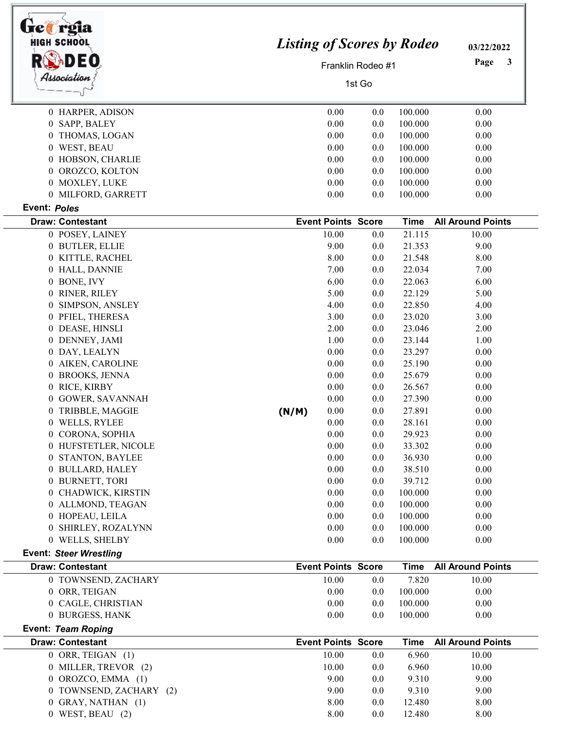| Draw: Contestant | | Event Points | Score | Time | All Around Points |
|---|---|---|---|---|---|
| 0 HARPER, ADISON | | 0.00 | 0.0 | 100.000 | 0.00 |
| 0 SAPP, BALEY | | 0.00 | 0.0 | 100.000 | 0.00 |
| 0 THOMAS, LOGAN | | 0.00 | 0.0 | 100.000 | 0.00 |
| 0 WEST, BEAU | | 0.00 | 0.0 | 100.000 | 0.00 |
| 0 HOBSON, CHARLIE | | 0.00 | 0.0 | 100.000 | 0.00 |
| 0 OROZCO, KOLTON | | 0.00 | 0.0 | 100.000 | 0.00 |
| 0 MOXLEY, LUKE | | 0.00 | 0.0 | 100.000 | 0.00 |
| 0 MILFORD, GARRETT | | 0.00 | 0.0 | 100.000 | 0.00 |

**Event:** ***Poles***

| Draw: Contestant | | Event Points | Score | Time | All Around Points |
|---|---|---|---|---|---|
| 0 POSEY, LAINEY | | 10.00 | 0.0 | 21.115 | 10.00 |
| 0 BUTLER, ELLIE | | 9.00 | 0.0 | 21.353 | 9.00 |
| 0 KITTLE, RACHEL | | 8.00 | 0.0 | 21.548 | 8.00 |
| 0 HALL, DANNIE | | 7.00 | 0.0 | 22.034 | 7.00 |
| 0 BONE, IVY | | 6.00 | 0.0 | 22.063 | 6.00 |
| 0 RINER, RILEY | | 5.00 | 0.0 | 22.129 | 5.00 |
| 0 SIMPSON, ANSLEY | | 4.00 | 0.0 | 22.850 | 4.00 |
| 0 PFIEL, THERESA | | 3.00 | 0.0 | 23.020 | 3.00 |
| 0 DEASE, HINSLI | | 2.00 | 0.0 | 23.046 | 2.00 |
| 0 DENNEY, JAMI | | 1.00 | 0.0 | 23.144 | 1.00 |
| 0 DAY, LEALYN | | 0.00 | 0.0 | 23.297 | 0.00 |
| 0 AIKEN, CAROLINE | | 0.00 | 0.0 | 25.190 | 0.00 |
| 0 BROOKS, JENNA | | 0.00 | 0.0 | 25.679 | 0.00 |
| 0 RICE, KIRBY | | 0.00 | 0.0 | 26.567 | 0.00 |
| 0 GOWER, SAVANNAH | | 0.00 | 0.0 | 27.390 | 0.00 |
| 0 TRIBBLE, MAGGIE | (N/M) | 0.00 | 0.0 | 27.891 | 0.00 |
| 0 WELLS, RYLEE | | 0.00 | 0.0 | 28.161 | 0.00 |
| 0 CORONA, SOPHIA | | 0.00 | 0.0 | 29.923 | 0.00 |
| 0 HUFSTETLER, NICOLE | | 0.00 | 0.0 | 33.302 | 0.00 |
| 0 STANTON, BAYLEE | | 0.00 | 0.0 | 36.930 | 0.00 |
| 0 BULLARD, HALEY | | 0.00 | 0.0 | 38.510 | 0.00 |
| 0 BURNETT, TORI | | 0.00 | 0.0 | 39.712 | 0.00 |
| 0 CHADWICK, KIRSTIN | | 0.00 | 0.0 | 100.000 | 0.00 |
| 0 ALLMOND, TEAGAN | | 0.00 | 0.0 | 100.000 | 0.00 |
| 0 HOPEAU, LEILA | | 0.00 | 0.0 | 100.000 | 0.00 |
| 0 SHIRLEY, ROZALYNN | | 0.00 | 0.0 | 100.000 | 0.00 |
| 0 WELLS, SHELBY | | 0.00 | 0.0 | 100.000 | 0.00 |

**Event:** ***Steer Wrestling***

| Draw: Contestant | Event Points | Score | Time | All Around Points |
|---|---|---|---|---|
| 0 TOWNSEND, ZACHARY | 10.00 | 0.0 | 7.820 | 10.00 |
| 0 ORR, TEIGAN | 0.00 | 0.0 | 100.000 | 0.00 |
| 0 CAGLE, CHRISTIAN | 0.00 | 0.0 | 100.000 | 0.00 |
| 0 BURGESS, HANK | 0.00 | 0.0 | 100.000 | 0.00 |

**Event:** ***Team Roping***

| Draw: Contestant | Event Points | Score | Time | All Around Points |
|---|---|---|---|---|
| 0 ORR, TEIGAN (1) | 10.00 | 0.0 | 6.960 | 10.00 |
| 0 MILLER, TREVOR (2) | 10.00 | 0.0 | 6.960 | 10.00 |
| 0 OROZCO, EMMA (1) | 9.00 | 0.0 | 9.310 | 9.00 |
| 0 TOWNSEND, ZACHARY (2) | 9.00 | 0.0 | 9.310 | 9.00 |
| 0 GRAY, NATHAN (1) | 8.00 | 0.0 | 12.480 | 8.00 |
| 0 WEST, BEAU (2) | 8.00 | 0.0 | 12.480 | 8.00 |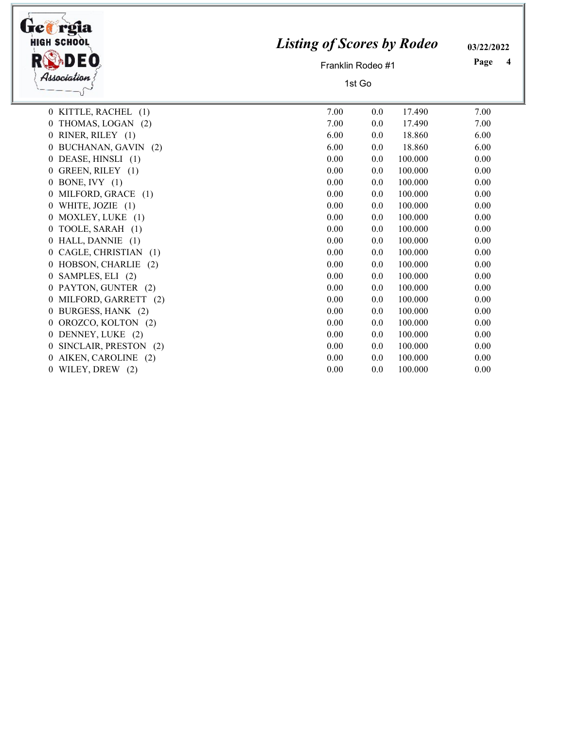# Listing of Scores by Rodeo

03/22/2022

Franklin Rodeo #1

1st Go

| | | | | | |
|---|---|---|---|---|---|
| 0 | KITTLE, RACHEL (1) | 7.00 | 0.0 | 17.490 | 7.00 |
| 0 | THOMAS, LOGAN (2) | 7.00 | 0.0 | 17.490 | 7.00 |
| 0 | RINER, RILEY (1) | 6.00 | 0.0 | 18.860 | 6.00 |
| 0 | BUCHANAN, GAVIN (2) | 6.00 | 0.0 | 18.860 | 6.00 |
| 0 | DEASE, HINSLI (1) | 0.00 | 0.0 | 100.000 | 0.00 |
| 0 | GREEN, RILEY (1) | 0.00 | 0.0 | 100.000 | 0.00 |
| 0 | BONE, IVY (1) | 0.00 | 0.0 | 100.000 | 0.00 |
| 0 | MILFORD, GRACE (1) | 0.00 | 0.0 | 100.000 | 0.00 |
| 0 | WHITE, JOZIE (1) | 0.00 | 0.0 | 100.000 | 0.00 |
| 0 | MOXLEY, LUKE (1) | 0.00 | 0.0 | 100.000 | 0.00 |
| 0 | TOOLE, SARAH (1) | 0.00 | 0.0 | 100.000 | 0.00 |
| 0 | HALL, DANNIE (1) | 0.00 | 0.0 | 100.000 | 0.00 |
| 0 | CAGLE, CHRISTIAN (1) | 0.00 | 0.0 | 100.000 | 0.00 |
| 0 | HOBSON, CHARLIE (2) | 0.00 | 0.0 | 100.000 | 0.00 |
| 0 | SAMPLES, ELI (2) | 0.00 | 0.0 | 100.000 | 0.00 |
| 0 | PAYTON, GUNTER (2) | 0.00 | 0.0 | 100.000 | 0.00 |
| 0 | MILFORD, GARRETT (2) | 0.00 | 0.0 | 100.000 | 0.00 |
| 0 | BURGESS, HANK (2) | 0.00 | 0.0 | 100.000 | 0.00 |
| 0 | OROZCO, KOLTON (2) | 0.00 | 0.0 | 100.000 | 0.00 |
| 0 | DENNEY, LUKE (2) | 0.00 | 0.0 | 100.000 | 0.00 |
| 0 | SINCLAIR, PRESTON (2) | 0.00 | 0.0 | 100.000 | 0.00 |
| 0 | AIKEN, CAROLINE (2) | 0.00 | 0.0 | 100.000 | 0.00 |
| 0 | WILEY, DREW (2) | 0.00 | 0.0 | 100.000 | 0.00 |